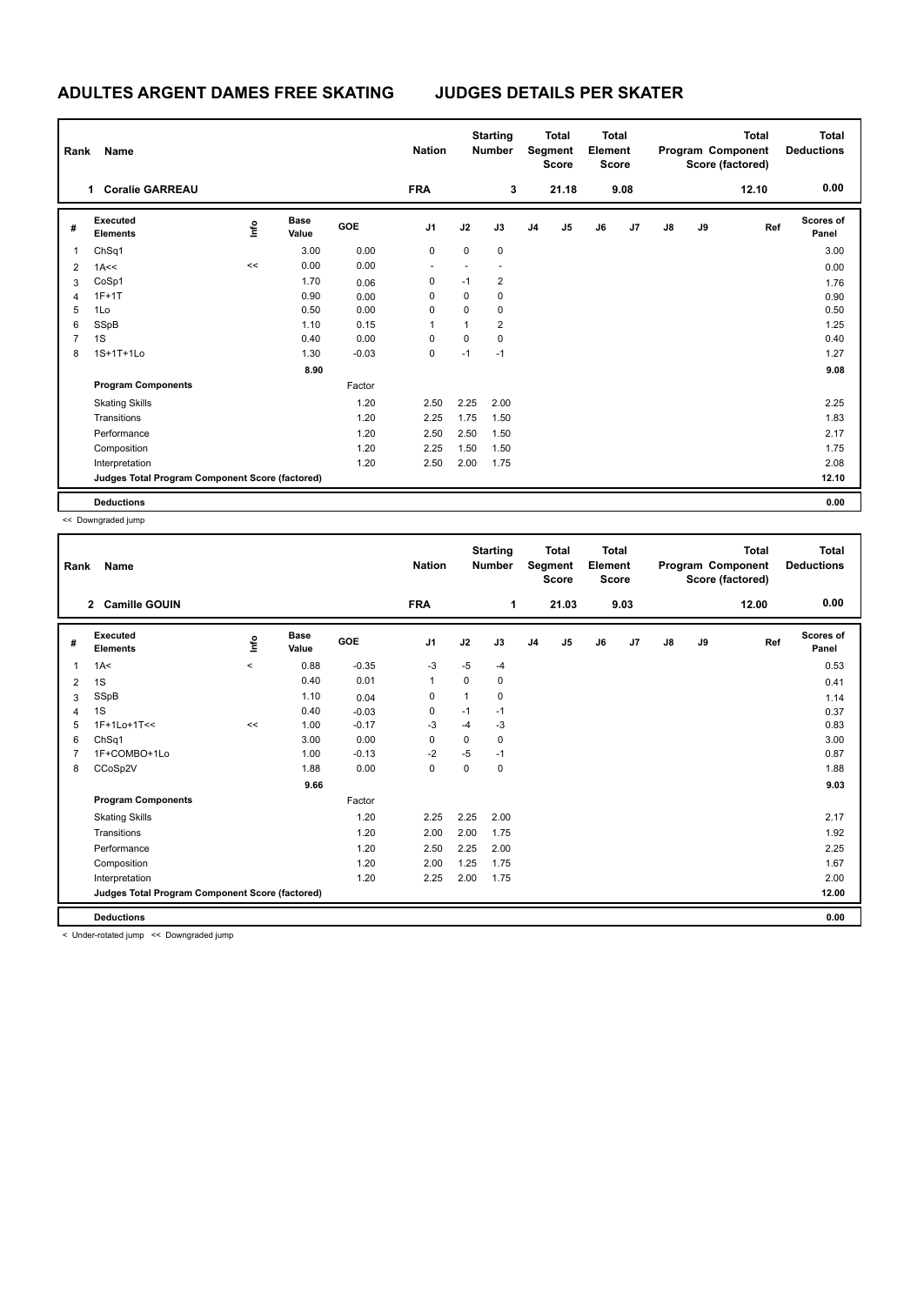# ADULTES ARGENT DAMES FREE SKATING JUDGES DETAILS PER SKATER

| Rank | Name | Nation | Starting Number | Total Segment Score | Total Element Score | Total Program Component Score (factored) | Total Deductions |
|---|---|---|---|---|---|---|---|
| 1 | Coralie GARREAU | FRA | 3 | 21.18 | 9.08 | 12.10 | 0.00 |

| # | Executed Elements | Info | Base Value | GOE | J1 | J2 | J3 | J4 | J5 | J6 | J7 | J8 | J9 | Ref | Scores of Panel |
|---|---|---|---|---|---|---|---|---|---|---|---|---|---|---|---|
| 1 | ChSq1 | | 3.00 | 0.00 | 0 | 0 | 0 | | | | | | | | 3.00 |
| 2 | 1A<< | << | 0.00 | 0.00 | - | - | - | | | | | | | | 0.00 |
| 3 | CoSp1 | | 1.70 | 0.06 | 0 | -1 | 2 | | | | | | | | 1.76 |
| 4 | 1F+1T | | 0.90 | 0.00 | 0 | 0 | 0 | | | | | | | | 0.90 |
| 5 | 1Lo | | 0.50 | 0.00 | 0 | 0 | 0 | | | | | | | | 0.50 |
| 6 | SSpB | | 1.10 | 0.15 | 1 | 1 | 2 | | | | | | | | 1.25 |
| 7 | 1S | | 0.40 | 0.00 | 0 | 0 | 0 | | | | | | | | 0.40 |
| 8 | 1S+1T+1Lo | | 1.30 | -0.03 | 0 | -1 | -1 | | | | | | | | 1.27 |
| | | | 8.90 | | | | | | | | | | | | 9.08 |
| | **Program Components** | | | Factor | | | | | | | | | | | |
| | Skating Skills | | | 1.20 | 2.50 | 2.25 | 2.00 | | | | | | | | 2.25 |
| | Transitions | | | 1.20 | 2.25 | 1.75 | 1.50 | | | | | | | | 1.83 |
| | Performance | | | 1.20 | 2.50 | 2.50 | 1.50 | | | | | | | | 2.17 |
| | Composition | | | 1.20 | 2.25 | 1.50 | 1.50 | | | | | | | | 1.75 |
| | Interpretation | | | 1.20 | 2.50 | 2.00 | 1.75 | | | | | | | | 2.08 |
| | **Judges Total Program Component Score (factored)** | | | | | | | | | | | | | | 12.10 |
| | **Deductions** | | | | | | | | | | | | | | 0.00 |

<< Downgraded jump

| Rank | Name | Nation | Starting Number | Total Segment Score | Total Element Score | Total Program Component Score (factored) | Total Deductions |
|---|---|---|---|---|---|---|---|
| 2 | Camille GOUIN | FRA | 1 | 21.03 | 9.03 | 12.00 | 0.00 |

| # | Executed Elements | Info | Base Value | GOE | J1 | J2 | J3 | J4 | J5 | J6 | J7 | J8 | J9 | Ref | Scores of Panel |
|---|---|---|---|---|---|---|---|---|---|---|---|---|---|---|---|
| 1 | 1A< | < | 0.88 | -0.35 | -3 | -5 | -4 | | | | | | | | 0.53 |
| 2 | 1S | | 0.40 | 0.01 | 1 | 0 | 0 | | | | | | | | 0.41 |
| 3 | SSpB | | 1.10 | 0.04 | 0 | 1 | 0 | | | | | | | | 1.14 |
| 4 | 1S | | 0.40 | -0.03 | 0 | -1 | -1 | | | | | | | | 0.37 |
| 5 | 1F+1Lo+1T<< | << | 1.00 | -0.17 | -3 | -4 | -3 | | | | | | | | 0.83 |
| 6 | ChSq1 | | 3.00 | 0.00 | 0 | 0 | 0 | | | | | | | | 3.00 |
| 7 | 1F+COMBO+1Lo | | 1.00 | -0.13 | -2 | -5 | -1 | | | | | | | | 0.87 |
| 8 | CCoSp2V | | 1.88 | 0.00 | 0 | 0 | 0 | | | | | | | | 1.88 |
| | | | 9.66 | | | | | | | | | | | | 9.03 |
| | **Program Components** | | | Factor | | | | | | | | | | | |
| | Skating Skills | | | 1.20 | 2.25 | 2.25 | 2.00 | | | | | | | | 2.17 |
| | Transitions | | | 1.20 | 2.00 | 2.00 | 1.75 | | | | | | | | 1.92 |
| | Performance | | | 1.20 | 2.50 | 2.25 | 2.00 | | | | | | | | 2.25 |
| | Composition | | | 1.20 | 2.00 | 1.25 | 1.75 | | | | | | | | 1.67 |
| | Interpretation | | | 1.20 | 2.25 | 2.00 | 1.75 | | | | | | | | 2.00 |
| | **Judges Total Program Component Score (factored)** | | | | | | | | | | | | | | 12.00 |
| | **Deductions** | | | | | | | | | | | | | | 0.00 |

< Under-rotated jump << Downgraded jump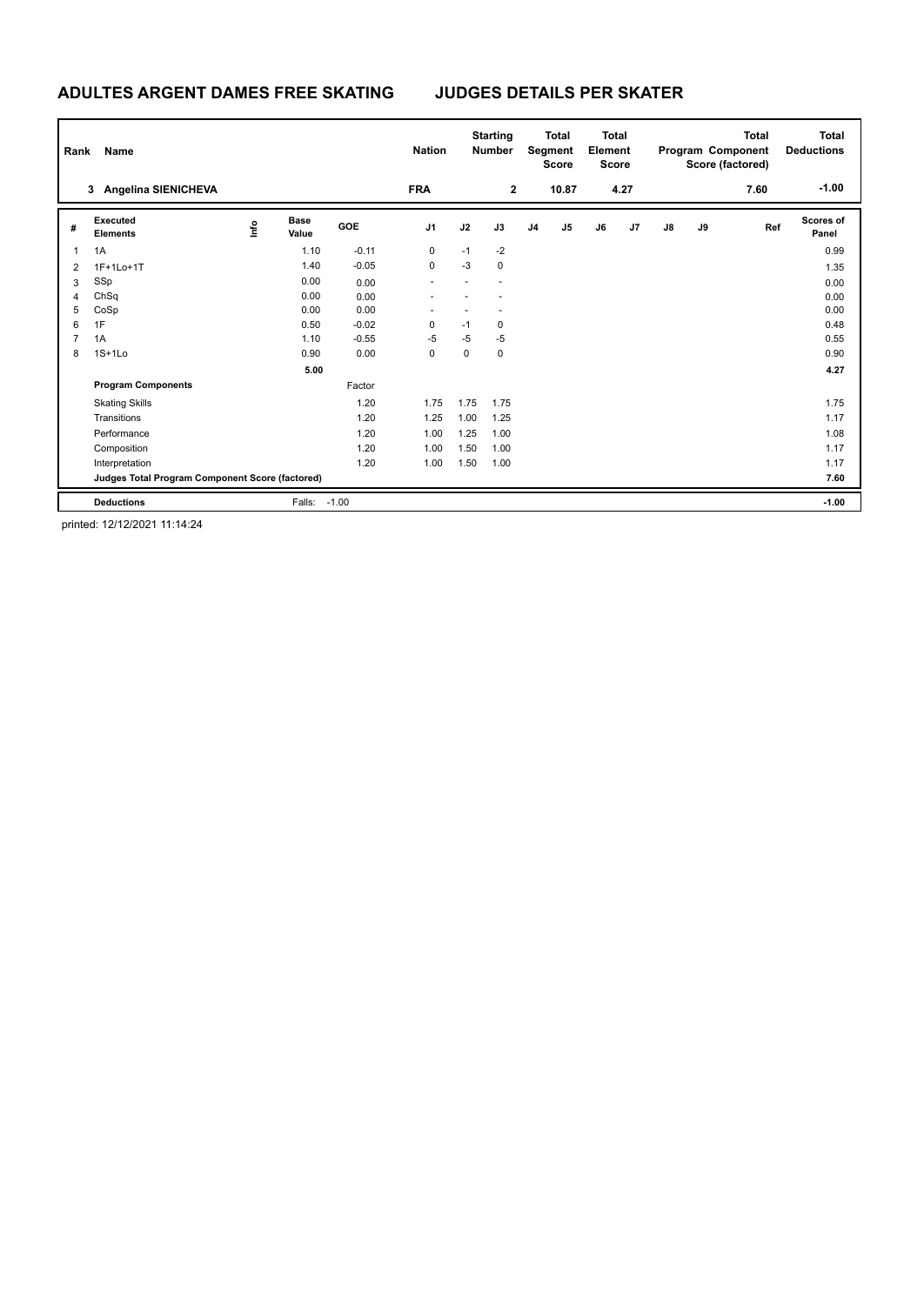# ADULTES ARGENT DAMES FREE SKATING JUDGES DETAILS PER SKATER

| Rank | Name | Nation | Starting Number | Total Segment Score | Total Element Score | Total Program Component Score (factored) | Total Deductions |
|---|---|---|---|---|---|---|---|
| 3 | Angelina SIENICHEVA | FRA | 2 | 10.87 | 4.27 | 7.60 | -1.00 |

| # | Executed Elements | Info | Base Value | GOE | J1 | J2 | J3 | J4 | J5 | J6 | J7 | J8 | J9 | Ref | Scores of Panel |
|---|---|---|---|---|---|---|---|---|---|---|---|---|---|---|---|
| 1 | 1A | | 1.10 | -0.11 | 0 | -1 | -2 | | | | | | | | 0.99 |
| 2 | 1F+1Lo+1T | | 1.40 | -0.05 | 0 | -3 | 0 | | | | | | | | 1.35 |
| 3 | SSp | | 0.00 | 0.00 | - | - | - | | | | | | | | 0.00 |
| 4 | ChSq | | 0.00 | 0.00 | - | - | - | | | | | | | | 0.00 |
| 5 | CoSp | | 0.00 | 0.00 | - | - | - | | | | | | | | 0.00 |
| 6 | 1F | | 0.50 | -0.02 | 0 | -1 | 0 | | | | | | | | 0.48 |
| 7 | 1A | | 1.10 | -0.55 | -5 | -5 | -5 | | | | | | | | 0.55 |
| 8 | 1S+1Lo | | 0.90 | 0.00 | 0 | 0 | 0 | | | | | | | | 0.90 |
| | | | 5.00 | | | | | | | | | | | | 4.27 |
| | **Program Components** | | | Factor | | | | | | | | | | | |
| | Skating Skills | | | 1.20 | 1.75 | 1.75 | 1.75 | | | | | | | | 1.75 |
| | Transitions | | | 1.20 | 1.25 | 1.00 | 1.25 | | | | | | | | 1.17 |
| | Performance | | | 1.20 | 1.00 | 1.25 | 1.00 | | | | | | | | 1.08 |
| | Composition | | | 1.20 | 1.00 | 1.50 | 1.00 | | | | | | | | 1.17 |
| | Interpretation | | | 1.20 | 1.00 | 1.50 | 1.00 | | | | | | | | 1.17 |
| | **Judges Total Program Component Score (factored)** | | | | | | | | | | | | | | 7.60 |
| | **Deductions** | | Falls: | -1.00 | | | | | | | | | | | -1.00 |

printed: 12/12/2021 11:14:24